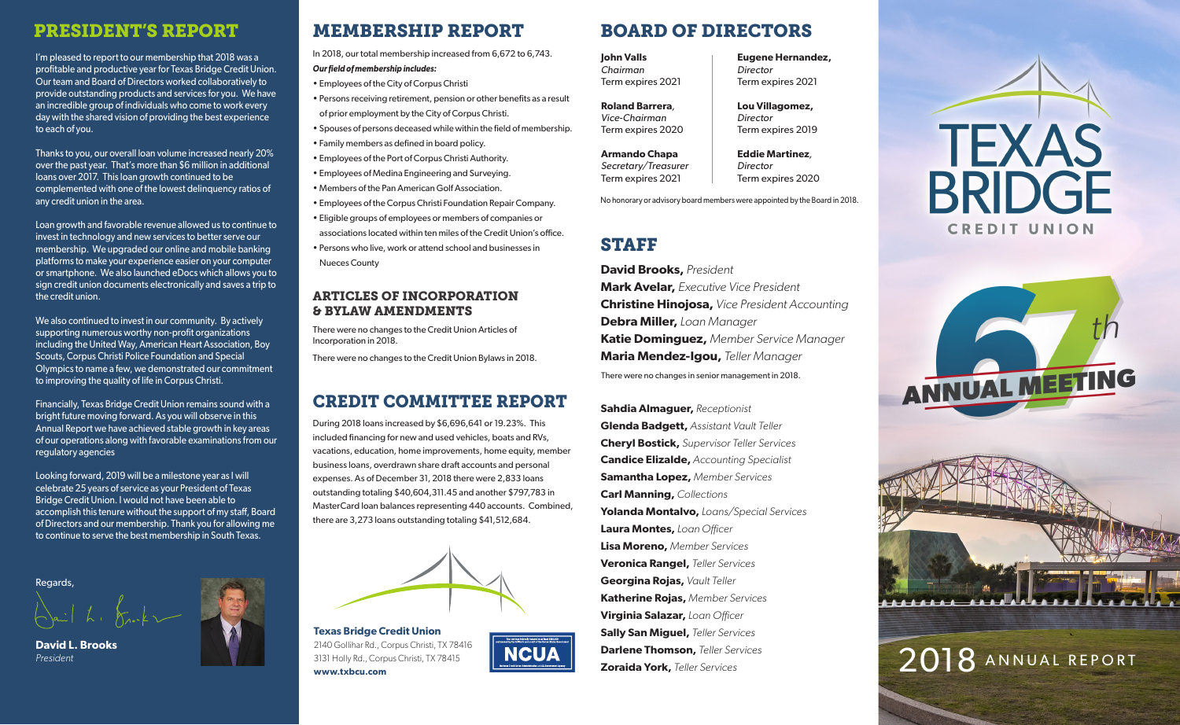## PRESIDENT'S REPORT

I'm pleased to report to our membership that 2018 was a profitable and productive year for Texas Bridge Credit Union. Our team and Board of Directors worked collaboratively to provide outstanding products and services for you. We have an incredible group of individuals who come to work every day with the shared vision of providing the best experience to each of you.

Thanks to you, our overall loan volume increased nearly 20% over the past year. That's more than $6 million in additional loans over 2017. This loan growth continued to be complemented with one of the lowest delinquency ratios of any credit union in the area.

Loan growth and favorable revenue allowed us to continue to invest in technology and new services to better serve our membership. We upgraded our online and mobile banking platforms to make your experience easier on your computer or smartphone. We also launched eDocs which allows you to sign credit union documents electronically and saves a trip to the credit union.

We also continued to invest in our community. By actively supporting numerous worthy non-profit organizations including the United Way, American Heart Association, Boy Scouts, Corpus Christi Police Foundation and Special Olympics to name a few, we demonstrated our commitment to improving the quality of life in Corpus Christi.

Financially, Texas Bridge Credit Union remains sound with a bright future moving forward. As you will observe in this Annual Report we have achieved stable growth in key areas of our operations along with favorable examinations from our regulatory agencies

Looking forward, 2019 will be a milestone year as I will celebrate 25 years of service as your President of Texas Bridge Credit Union. I would not have been able to accomplish this tenure without the support of my staff, Board of Directors and our membership. Thank you for allowing me to continue to serve the best membership in South Texas.

Regards,

**David L. Brooks**
*President*

## MEMBERSHIP REPORT

In 2018, our total membership increased from 6,672 to 6,743.

***Our field of membership includes:***

- Employees of the City of Corpus Christi
- Persons receiving retirement, pension or other benefits as a result of prior employment by the City of Corpus Christi.
- Spouses of persons deceased while within the field of membership.
- Family members as defined in board policy.
- Employees of the Port of Corpus Christi Authority.
- Employees of Medina Engineering and Surveying.
- Members of the Pan American Golf Association.
- Employees of the Corpus Christi Foundation Repair Company.
- Eligible groups of employees or members of companies or associations located within ten miles of the Credit Union's office.
- Persons who live, work or attend school and businesses in Nueces County

### ARTICLES OF INCORPORATION & BYLAW AMENDMENTS

There were no changes to the Credit Union Articles of Incorporation in 2018.

There were no changes to the Credit Union Bylaws in 2018.

## CREDIT COMMITTEE REPORT

During 2018 loans increased by $6,696,641 or 19.23%. This included financing for new and used vehicles, boats and RVs, vacations, education, home improvements, home equity, member business loans, overdrawn share draft accounts and personal expenses. As of December 31, 2018 there were 2,833 loans outstanding totaling $40,604,311.45 and another $797,783 in MasterCard loan balances representing 440 accounts. Combined, there are 3,273 loans outstanding totaling $41,512,684.

**Texas Bridge Credit Union**
2140 Gollihar Rd., Corpus Christi, TX 78416
3131 Holly Rd., Corpus Christi, TX 78415
**www.txbcu.com**

NCUA

## BOARD OF DIRECTORS

**John Valls**
*Chairman*
Term expires 2021

**Roland Barrera**,
*Vice-Chairman*
Term expires 2020

**Armando Chapa**
*Secretary/Treasurer*
Term expires 2021

**Eugene Hernandez,**
*Director*
Term expires 2021

**Lou Villagomez,**
*Director*
Term expires 2019

**Eddie Martinez**,
*Director*
Term expires 2020

No honorary or advisory board members were appointed by the Board in 2018.

## STAFF

**David Brooks,** *President*
**Mark Avelar,** *Executive Vice President*
**Christine Hinojosa,** *Vice President Accounting*
**Debra Miller,** *Loan Manager*
**Katie Dominguez,** *Member Service Manager*
**Maria Mendez-Igou,** *Teller Manager*

There were no changes in senior management in 2018.

**Sahdia Almaguer,** *Receptionist*
**Glenda Badgett,** *Assistant Vault Teller*
**Cheryl Bostick,** *Supervisor Teller Services*
**Candice Elizalde,** *Accounting Specialist*
**Samantha Lopez,** *Member Services*
**Carl Manning,** *Collections*
**Yolanda Montalvo,** *Loans/Special Services*
**Laura Montes,** *Loan Officer*
**Lisa Moreno,** *Member Services*
**Veronica Rangel,** *Teller Services*
**Georgina Rojas,** *Vault Teller*
**Katherine Rojas,** *Member Services*
**Virginia Salazar,** *Loan Officer*
**Sally San Miguel,** *Teller Services*
**Darlene Thomson,** *Teller Services*
**Zoraida York,** *Teller Services*

# TEXAS BRIDGE CREDIT UNION

67th ANNUAL MEETING

2018 ANNUAL REPORT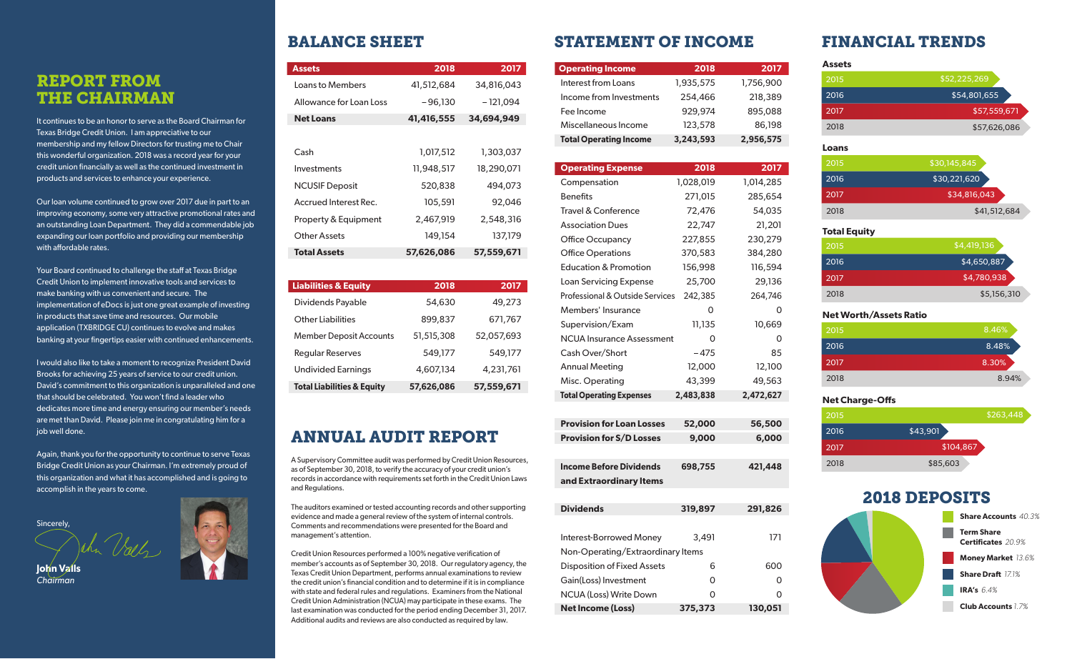## REPORT FROM THE CHAIRMAN

It continues to be an honor to serve as the Board Chairman for Texas Bridge Credit Union. I am appreciative to our membership and my fellow Directors for trusting me to Chair this wonderful organization. 2018 was a record year for your credit union financially as well as the continued investment in products and services to enhance your experience.

Our loan volume continued to grow over 2017 due in part to an improving economy, some very attractive promotional rates and an outstanding Loan Department. They did a commendable job expanding our loan portfolio and providing our membership with affordable rates.

Your Board continued to challenge the staff at Texas Bridge Credit Union to implement innovative tools and services to make banking with us convenient and secure. The implementation of eDocs is just one great example of investing in products that save time and resources. Our mobile application (TXBRIDGE CU) continues to evolve and makes banking at your fingertips easier with continued enhancements.

I would also like to take a moment to recognize President David Brooks for achieving 25 years of service to our credit union. David's commitment to this organization is unparalleled and one that should be celebrated. You won't find a leader who dedicates more time and energy ensuring our member's needs are met than David. Please join me in congratulating him for a job well done.

Again, thank you for the opportunity to continue to serve Texas Bridge Credit Union as your Chairman. I'm extremely proud of this organization and what it has accomplished and is going to accomplish in the years to come.

Sincerely,

**John Valls**
*Chairman*

## BALANCE SHEET

| Assets | 2018 | 2017 |
|---|---|---|
| Loans to Members | 41,512,684 | 34,816,043 |
| Allowance for Loan Loss | –96,130 | –121,094 |
| **Net Loans** | **41,416,555** | **34,694,949** |
| Cash | 1,017,512 | 1,303,037 |
| Investments | 11,948,517 | 18,290,071 |
| NCUSIF Deposit | 520,838 | 494,073 |
| Accrued Interest Rec. | 105,591 | 92,046 |
| Property & Equipment | 2,467,919 | 2,548,316 |
| Other Assets | 149,154 | 137,179 |
| **Total Assets** | **57,626,086** | **57,559,671** |

| Liabilities & Equity | 2018 | 2017 |
|---|---|---|
| Dividends Payable | 54,630 | 49,273 |
| Other Liabilities | 899,837 | 671,767 |
| Member Deposit Accounts | 51,515,308 | 52,057,693 |
| Regular Reserves | 549,177 | 549,177 |
| Undivided Earnings | 4,607,134 | 4,231,761 |
| **Total Liabilities & Equity** | **57,626,086** | **57,559,671** |

## ANNUAL AUDIT REPORT

A Supervisory Committee audit was performed by Credit Union Resources, as of September 30, 2018, to verify the accuracy of your credit union's records in accordance with requirements set forth in the Credit Union Laws and Regulations.

The auditors examined or tested accounting records and other supporting evidence and made a general review of the system of internal controls. Comments and recommendations were presented for the Board and management's attention.

Credit Union Resources performed a 100% negative verification of member's accounts as of September 30, 2018. Our regulatory agency, the Texas Credit Union Department, performs annual examinations to review the credit union's financial condition and to determine if it is in compliance with state and federal rules and regulations. Examiners from the National Credit Union Administration (NCUA) may participate in these exams. The last examination was conducted for the period ending December 31, 2017. Additional audits and reviews are also conducted as required by law.

## STATEMENT OF INCOME

| Operating Income | 2018 | 2017 |
|---|---|---|
| Interest from Loans | 1,935,575 | 1,756,900 |
| Income from Investments | 254,466 | 218,389 |
| Fee Income | 929,974 | 895,088 |
| Miscellaneous Income | 123,578 | 86,198 |
| **Total Operating Income** | **3,243,593** | **2,956,575** |

| Operating Expense | 2018 | 2017 |
|---|---|---|
| Compensation | 1,028,019 | 1,014,285 |
| Benefits | 271,015 | 285,654 |
| Travel & Conference | 72,476 | 54,035 |
| Association Dues | 22,747 | 21,201 |
| Office Occupancy | 227,855 | 230,279 |
| Office Operations | 370,583 | 384,280 |
| Education & Promotion | 156,998 | 116,594 |
| Loan Servicing Expense | 25,700 | 29,136 |
| Professional & Outside Services | 242,385 | 264,746 |
| Members' Insurance | 0 | 0 |
| Supervision/Exam | 11,135 | 10,669 |
| NCUA Insurance Assessment | 0 | 0 |
| Cash Over/Short | –475 | 85 |
| Annual Meeting | 12,000 | 12,100 |
| Misc. Operating | 43,399 | 49,563 |
| **Total Operating Expenses** | **2,483,838** | **2,472,627** |
| **Provision for Loan Losses** | **52,000** | **56,500** |
| **Provision for S/D Losses** | **9,000** | **6,000** |
| **Income Before Dividends and Extraordinary Items** | **698,755** | **421,448** |
| **Dividends** | **319,897** | **291,826** |
| Interest-Borrowed Money | 3,491 | 171 |
| Non-Operating/Extraordinary Items | | |
| Disposition of Fixed Assets | 6 | 600 |
| Gain(Loss) Investment | 0 | 0 |
| NCUA (Loss) Write Down | 0 | 0 |
| **Net Income (Loss)** | **375,373** | **130,051** |

## FINANCIAL TRENDS

**Assets**
2015 $52,225,269
2016 $54,801,655
2017 $57,559,671
2018 $57,626,086

**Loans**
2015 $30,145,845
2016 $30,221,620
2017 $34,816,043
2018 $41,512,684

**Total Equity**
2015 $4,419,136
2016 $4,650,887
2017 $4,780,938
2018 $5,156,310

**Net Worth/Assets Ratio**
2015 8.46%
2016 8.48%
2017 8.30%
2018 8.94%

**Net Charge-Offs**
2015 $263,448
2016 $43,901
2017 $104,867
2018 $85,603

## 2018 DEPOSITS

- **Share Accounts** *40.3%*
- **Term Share Certificates** *20.9%*
- **Money Market** *13.6%*
- **Share Draft** *17.1%*
- **IRA's** *6.4%*
- **Club Accounts** *1.7%*